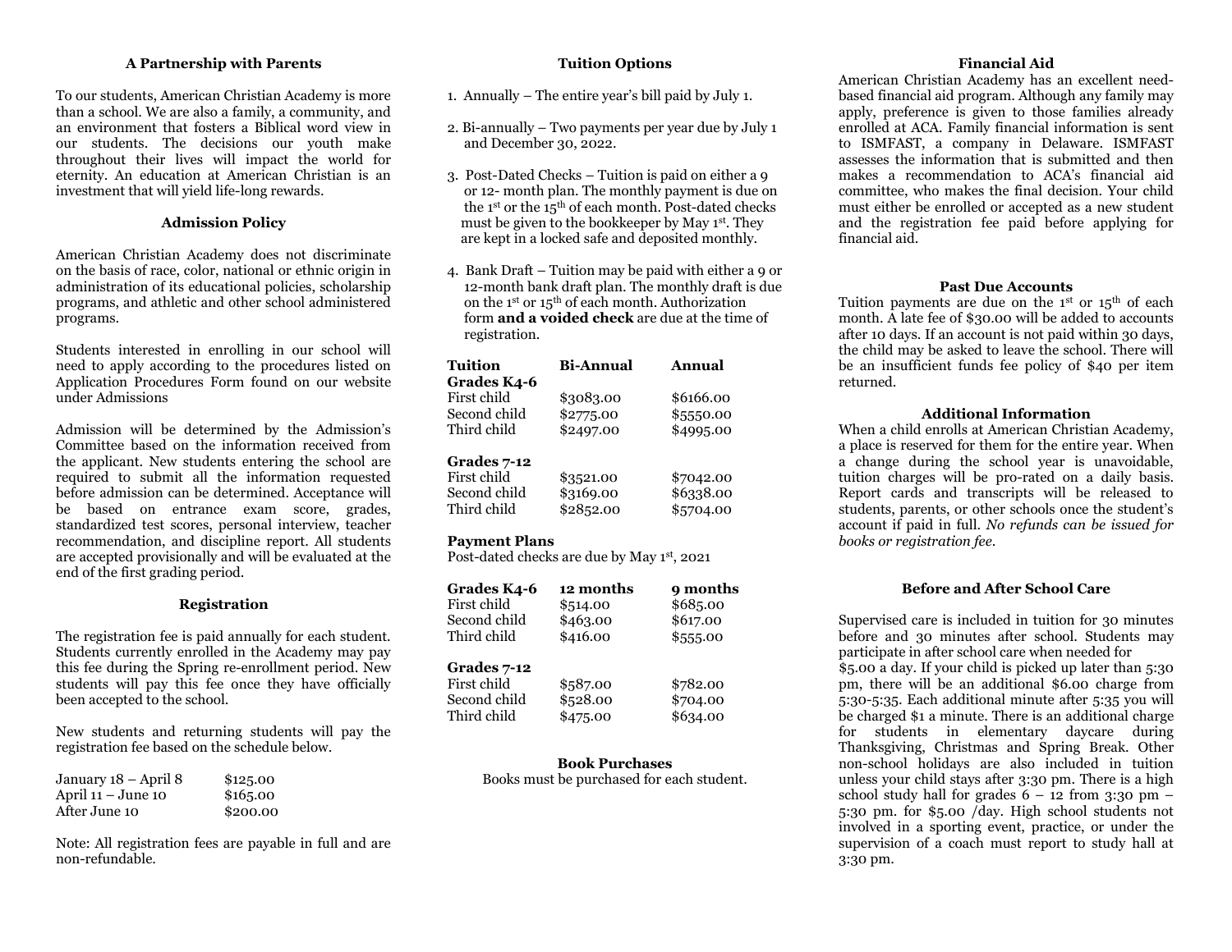## A Partnership with Parents

To our students, American Christian Academy is more than a school. We are also a family, a community, and an environment that fosters a Biblical word view in our students. The decisions our youth make throughout their lives will impact the world for eternity. An education at American Christian is an investment that will yield life-long rewards.

## Admission Policy

American Christian Academy does not discriminate on the basis of race, color, national or ethnic origin in administration of its educational policies, scholarship programs, and athletic and other school administered programs.

Students interested in enrolling in our school will need to apply according to the procedures listed on Application Procedures Form found on our website under Admissions

Admission will be determined by the Admission's Committee based on the information received from the applicant. New students entering the school are required to submit all the information requested before admission can be determined. Acceptance will be based on entrance exam score, grades, standardized test scores, personal interview, teacher recommendation, and discipline report. All students are accepted provisionally and will be evaluated at the end of the first grading period.

## Registration

The registration fee is paid annually for each student. Students currently enrolled in the Academy may pay this fee during the Spring re-enrollment period. New students will pay this fee once they have officially been accepted to the school.

New students and returning students will pay the registration fee based on the schedule below.

| | |
|---|---|
| January 18 – April 8 | $125.00 |
| April 11 – June 10 | $165.00 |
| After June 10 | $200.00 |

Note: All registration fees are payable in full and are non-refundable.

## Tuition Options

1. Annually – The entire year's bill paid by July 1.
2. Bi-annually – Two payments per year due by July 1 and December 30, 2022.
3. Post-Dated Checks – Tuition is paid on either a 9 or 12- month plan. The monthly payment is due on the 1st or the 15th of each month. Post-dated checks must be given to the bookkeeper by May 1st. They are kept in a locked safe and deposited monthly.
4. Bank Draft – Tuition may be paid with either a 9 or 12-month bank draft plan. The monthly draft is due on the 1st or 15th of each month. Authorization form **and a voided check** are due at the time of registration.

| **Tuition** | **Bi-Annual** | **Annual** |
|---|---|---|
| **Grades K4-6** | | |
| First child | $3083.00 | $6166.00 |
| Second child | $2775.00 | $5550.00 |
| Third child | $2497.00 | $4995.00 |
| **Grades 7-12** | | |
| First child | $3521.00 | $7042.00 |
| Second child | $3169.00 | $6338.00 |
| Third child | $2852.00 | $5704.00 |

**Payment Plans**

Post-dated checks are due by May 1st, 2021

| **Grades K4-6** | **12 months** | **9 months** |
|---|---|---|
| First child | $514.00 | $685.00 |
| Second child | $463.00 | $617.00 |
| Third child | $416.00 | $555.00 |
| **Grades 7-12** | | |
| First child | $587.00 | $782.00 |
| Second child | $528.00 | $704.00 |
| Third child | $475.00 | $634.00 |

## Book Purchases

Books must be purchased for each student.

## Financial Aid

American Christian Academy has an excellent need-based financial aid program. Although any family may apply, preference is given to those families already enrolled at ACA. Family financial information is sent to ISMFAST, a company in Delaware. ISMFAST assesses the information that is submitted and then makes a recommendation to ACA's financial aid committee, who makes the final decision. Your child must either be enrolled or accepted as a new student and the registration fee paid before applying for financial aid.

## Past Due Accounts

Tuition payments are due on the 1st or 15th of each month. A late fee of $30.00 will be added to accounts after 10 days. If an account is not paid within 30 days, the child may be asked to leave the school. There will be an insufficient funds fee policy of $40 per item returned.

## Additional Information

When a child enrolls at American Christian Academy, a place is reserved for them for the entire year. When a change during the school year is unavoidable, tuition charges will be pro-rated on a daily basis. Report cards and transcripts will be released to students, parents, or other schools once the student's account if paid in full. *No refunds can be issued for books or registration fee.*

## Before and After School Care

Supervised care is included in tuition for 30 minutes before and 30 minutes after school. Students may participate in after school care when needed for $5.00 a day. If your child is picked up later than 5:30 pm, there will be an additional $6.00 charge from 5:30-5:35. Each additional minute after 5:35 you will be charged $1 a minute. There is an additional charge for students in elementary daycare during Thanksgiving, Christmas and Spring Break. Other non-school holidays are also included in tuition unless your child stays after 3:30 pm. There is a high school study hall for grades 6 – 12 from 3:30 pm – 5:30 pm. for $5.00 /day. High school students not involved in a sporting event, practice, or under the supervision of a coach must report to study hall at 3:30 pm.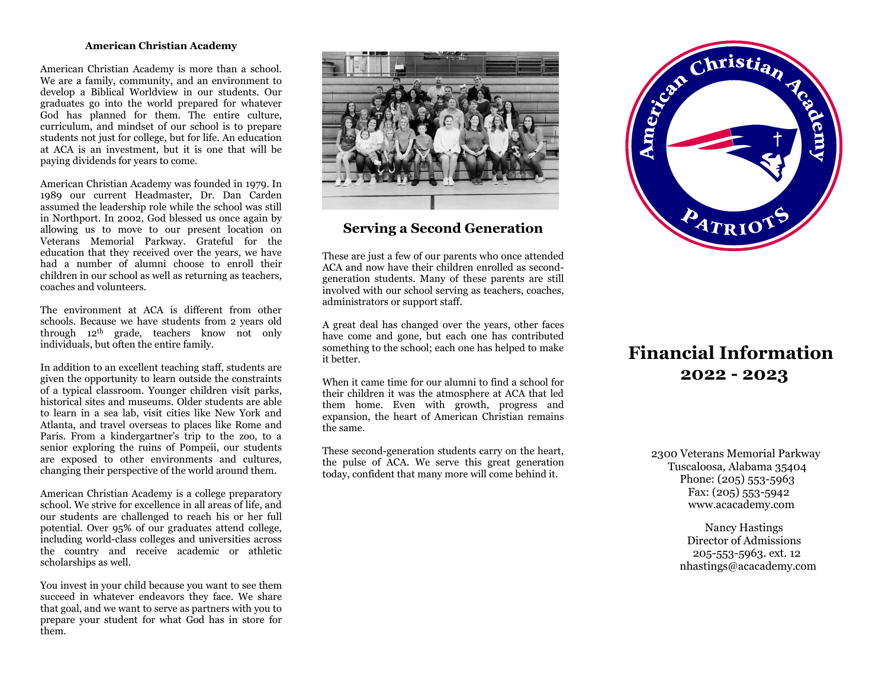## American Christian Academy

American Christian Academy is more than a school. We are a family, community, and an environment to develop a Biblical Worldview in our students. Our graduates go into the world prepared for whatever God has planned for them. The entire culture, curriculum, and mindset of our school is to prepare students not just for college, but for life. An education at ACA is an investment, but it is one that will be paying dividends for years to come.

American Christian Academy was founded in 1979. In 1989 our current Headmaster, Dr. Dan Carden assumed the leadership role while the school was still in Northport. In 2002, God blessed us once again by allowing us to move to our present location on Veterans Memorial Parkway. Grateful for the education that they received over the years, we have had a number of alumni choose to enroll their children in our school as well as returning as teachers, coaches and volunteers.

The environment at ACA is different from other schools. Because we have students from 2 years old through 12th grade, teachers know not only individuals, but often the entire family.

In addition to an excellent teaching staff, students are given the opportunity to learn outside the constraints of a typical classroom. Younger children visit parks, historical sites and museums. Older students are able to learn in a sea lab, visit cities like New York and Atlanta, and travel overseas to places like Rome and Paris. From a kindergartner's trip to the zoo, to a senior exploring the ruins of Pompeii, our students are exposed to other environments and cultures, changing their perspective of the world around them.

American Christian Academy is a college preparatory school. We strive for excellence in all areas of life, and our students are challenged to reach his or her full potential. Over 95% of our graduates attend college, including world-class colleges and universities across the country and receive academic or athletic scholarships as well.

You invest in your child because you want to see them succeed in whatever endeavors they face. We share that goal, and we want to serve as partners with you to prepare your student for what God has in store for them.

## Serving a Second Generation

These are just a few of our parents who once attended ACA and now have their children enrolled as second-generation students. Many of these parents are still involved with our school serving as teachers, coaches, administrators or support staff.

A great deal has changed over the years, other faces have come and gone, but each one has contributed something to the school; each one has helped to make it better.

When it came time for our alumni to find a school for their children it was the atmosphere at ACA that led them home. Even with growth, progress and expansion, the heart of American Christian remains the same.

These second-generation students carry on the heart, the pulse of ACA. We serve this great generation today, confident that many more will come behind it.

American Christian Academy

PATRIOTS

# Financial Information 2022 - 2023

2300 Veterans Memorial Parkway
Tuscaloosa, Alabama 35404
Phone: (205) 553-5963
Fax: (205) 553-5942
www.acacademy.com

Nancy Hastings
Director of Admissions
205-553-5963. ext. 12
nhastings@acacademy.com